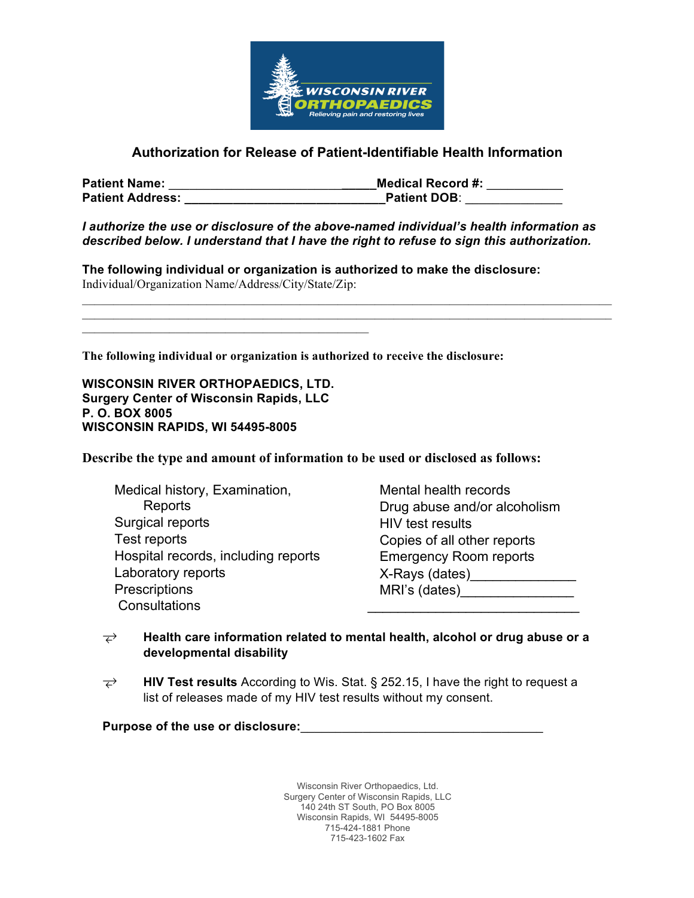WISCONSIN RIVER ORTHOPAEDICS
Relieving pain and restoring lives

## Authorization for Release of Patient-Identifiable Health Information

**Patient Name:** _______________________________**Medical Record #:** ___________
**Patient Address:** ______________________________**Patient DOB**: _____________

***I authorize the use or disclosure of the above-named individual's health information as described below. I understand that I have the right to refuse to sign this authorization.***

**The following individual or organization is authorized to make the disclosure:**
Individual/Organization Name/Address/City/State/Zip:

_______________________________________________________________________________
_______________________________________________________________________________
____________________________________________

**The following individual or organization is authorized to receive the disclosure:**

**WISCONSIN RIVER ORTHOPAEDICS, LTD.**
**Surgery Center of Wisconsin Rapids, LLC**
**P. O. BOX 8005**
**WISCONSIN RAPIDS, WI 54495-8005**

**Describe the type and amount of information to be used or disclosed as follows:**

Medical history, Examination, Reports
Surgical reports
Test reports
Hospital records, including reports
Laboratory reports
Prescriptions
Consultations

Mental health records
Drug abuse and/or alcoholism
HIV test results
Copies of all other reports
Emergency Room reports
X-Rays (dates)_____________
MRI's (dates)______________
____________________________

- **Health care information related to mental health, alcohol or drug abuse or a developmental disability**

- **HIV Test results** According to Wis. Stat. § 252.15, I have the right to request a list of releases made of my HIV test results without my consent.

**Purpose of the use or disclosure:**___________________________________

Wisconsin River Orthopaedics, Ltd.
Surgery Center of Wisconsin Rapids, LLC
140 24th ST South, PO Box 8005
Wisconsin Rapids, WI 54495-8005
715-424-1881 Phone
715-423-1602 Fax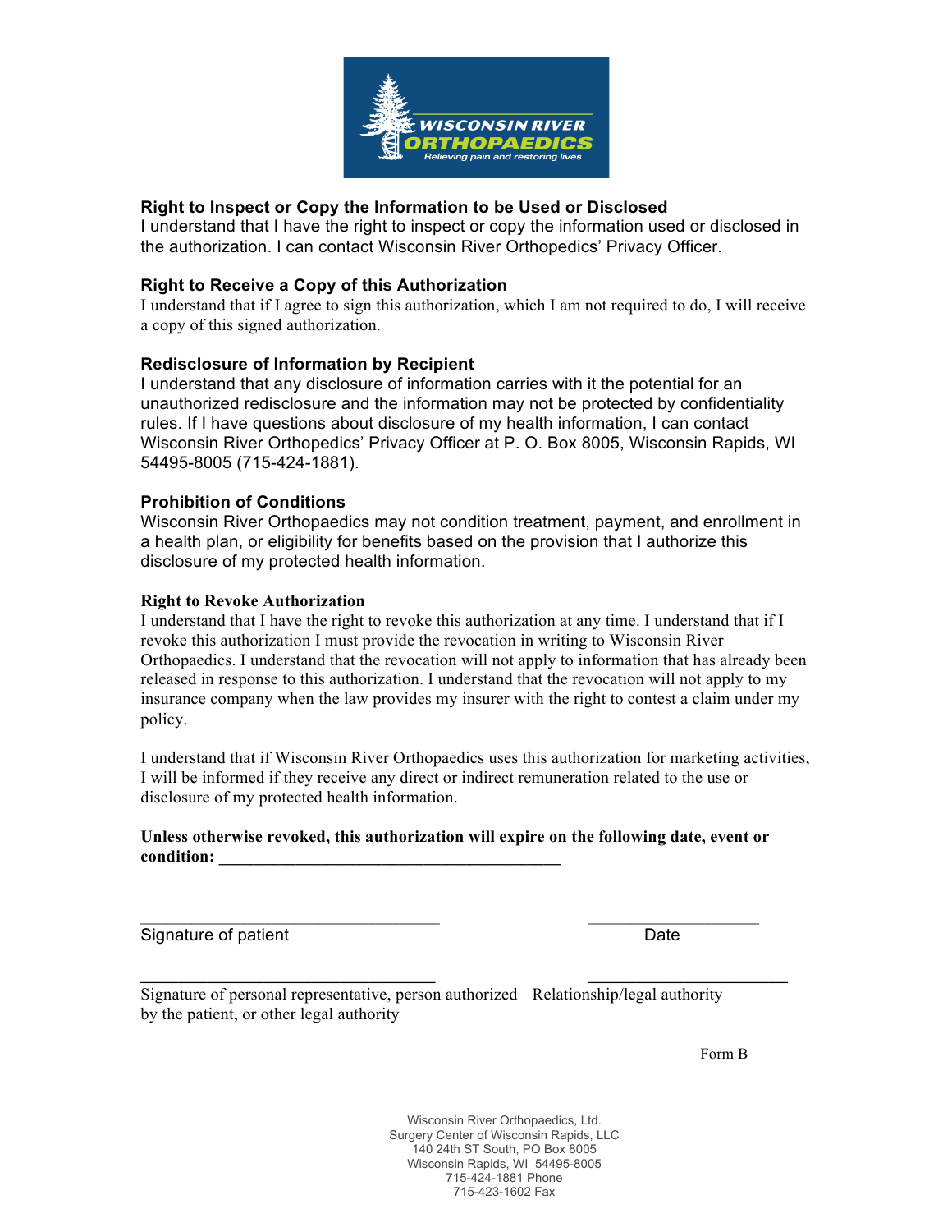WISCONSIN RIVER ORTHOPAEDICS
Relieving pain and restoring lives

### Right to Inspect or Copy the Information to be Used or Disclosed

I understand that I have the right to inspect or copy the information used or disclosed in the authorization. I can contact Wisconsin River Orthopedics' Privacy Officer.

### Right to Receive a Copy of this Authorization

I understand that if I agree to sign this authorization, which I am not required to do, I will receive a copy of this signed authorization.

### Redisclosure of Information by Recipient

I understand that any disclosure of information carries with it the potential for an unauthorized redisclosure and the information may not be protected by confidentiality rules. If I have questions about disclosure of my health information, I can contact Wisconsin River Orthopedics' Privacy Officer at P. O. Box 8005, Wisconsin Rapids, WI 54495-8005 (715-424-1881).

### Prohibition of Conditions

Wisconsin River Orthopaedics may not condition treatment, payment, and enrollment in a health plan, or eligibility for benefits based on the provision that I authorize this disclosure of my protected health information.

### Right to Revoke Authorization

I understand that I have the right to revoke this authorization at any time. I understand that if I revoke this authorization I must provide the revocation in writing to Wisconsin River Orthopaedics. I understand that the revocation will not apply to information that has already been released in response to this authorization. I understand that the revocation will not apply to my insurance company when the law provides my insurer with the right to contest a claim under my policy.

I understand that if Wisconsin River Orthopaedics uses this authorization for marketing activities, I will be informed if they receive any direct or indirect remuneration related to the use or disclosure of my protected health information.

**Unless otherwise revoked, this authorization will expire on the following date, event or condition: ________________________________________**

________________________________ ____________________

Signature of patient Date

________________________________ ____________________

Signature of personal representative, person authorized by the patient, or other legal authority Relationship/legal authority

Form B

Wisconsin River Orthopaedics, Ltd.
Surgery Center of Wisconsin Rapids, LLC
140 24th ST South, PO Box 8005
Wisconsin Rapids, WI 54495-8005
715-424-1881 Phone
715-423-1602 Fax